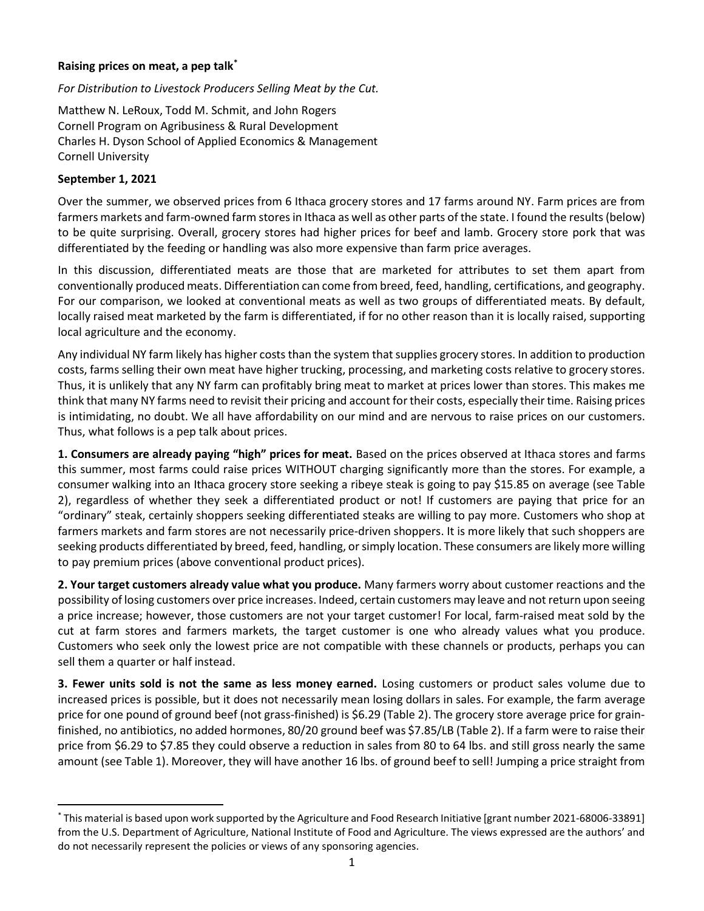**Raising prices on meat, a pep talk**[*]

*For Distribution to Livestock Producers Selling Meat by the Cut.*

Matthew N. LeRoux, Todd M. Schmit, and John Rogers
Cornell Program on Agribusiness & Rural Development
Charles H. Dyson School of Applied Economics & Management
Cornell University

**September 1, 2021**

Over the summer, we observed prices from 6 Ithaca grocery stores and 17 farms around NY. Farm prices are from farmers markets and farm-owned farm stores in Ithaca as well as other parts of the state. I found the results (below) to be quite surprising. Overall, grocery stores had higher prices for beef and lamb. Grocery store pork that was differentiated by the feeding or handling was also more expensive than farm price averages.

In this discussion, differentiated meats are those that are marketed for attributes to set them apart from conventionally produced meats. Differentiation can come from breed, feed, handling, certifications, and geography. For our comparison, we looked at conventional meats as well as two groups of differentiated meats. By default, locally raised meat marketed by the farm is differentiated, if for no other reason than it is locally raised, supporting local agriculture and the economy.

Any individual NY farm likely has higher costs than the system that supplies grocery stores. In addition to production costs, farms selling their own meat have higher trucking, processing, and marketing costs relative to grocery stores. Thus, it is unlikely that any NY farm can profitably bring meat to market at prices lower than stores. This makes me think that many NY farms need to revisit their pricing and account for their costs, especially their time. Raising prices is intimidating, no doubt. We all have affordability on our mind and are nervous to raise prices on our customers. Thus, what follows is a pep talk about prices.

**1. Consumers are already paying "high" prices for meat.** Based on the prices observed at Ithaca stores and farms this summer, most farms could raise prices WITHOUT charging significantly more than the stores. For example, a consumer walking into an Ithaca grocery store seeking a ribeye steak is going to pay $15.85 on average (see Table 2), regardless of whether they seek a differentiated product or not! If customers are paying that price for an "ordinary" steak, certainly shoppers seeking differentiated steaks are willing to pay more. Customers who shop at farmers markets and farm stores are not necessarily price-driven shoppers. It is more likely that such shoppers are seeking products differentiated by breed, feed, handling, or simply location. These consumers are likely more willing to pay premium prices (above conventional product prices).

**2. Your target customers already value what you produce.** Many farmers worry about customer reactions and the possibility of losing customers over price increases. Indeed, certain customers may leave and not return upon seeing a price increase; however, those customers are not your target customer! For local, farm-raised meat sold by the cut at farm stores and farmers markets, the target customer is one who already values what you produce. Customers who seek only the lowest price are not compatible with these channels or products, perhaps you can sell them a quarter or half instead.

**3. Fewer units sold is not the same as less money earned.** Losing customers or product sales volume due to increased prices is possible, but it does not necessarily mean losing dollars in sales. For example, the farm average price for one pound of ground beef (not grass-finished) is $6.29 (Table 2). The grocery store average price for grain-finished, no antibiotics, no added hormones, 80/20 ground beef was $7.85/LB (Table 2). If a farm were to raise their price from $6.29 to $7.85 they could observe a reduction in sales from 80 to 64 lbs. and still gross nearly the same amount (see Table 1). Moreover, they will have another 16 lbs. of ground beef to sell! Jumping a price straight from

[*] This material is based upon work supported by the Agriculture and Food Research Initiative [grant number 2021-68006-33891] from the U.S. Department of Agriculture, National Institute of Food and Agriculture. The views expressed are the authors' and do not necessarily represent the policies or views of any sponsoring agencies.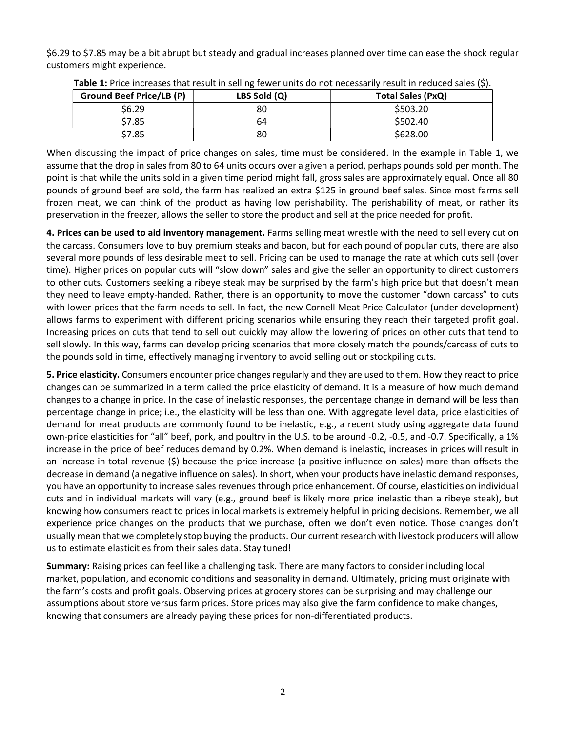$6.29 to $7.85 may be a bit abrupt but steady and gradual increases planned over time can ease the shock regular customers might experience.

**Table 1:** Price increases that result in selling fewer units do not necessarily result in reduced sales ($).

| Ground Beef Price/LB (P) | LBS Sold (Q) | Total Sales (PxQ) |
|---|---|---|
| $6.29 | 80 | $503.20 |
| $7.85 | 64 | $502.40 |
| $7.85 | 80 | $628.00 |

When discussing the impact of price changes on sales, time must be considered. In the example in Table 1, we assume that the drop in sales from 80 to 64 units occurs over a given a period, perhaps pounds sold per month. The point is that while the units sold in a given time period might fall, gross sales are approximately equal. Once all 80 pounds of ground beef are sold, the farm has realized an extra $125 in ground beef sales. Since most farms sell frozen meat, we can think of the product as having low perishability. The perishability of meat, or rather its preservation in the freezer, allows the seller to store the product and sell at the price needed for profit.

**4. Prices can be used to aid inventory management.** Farms selling meat wrestle with the need to sell every cut on the carcass. Consumers love to buy premium steaks and bacon, but for each pound of popular cuts, there are also several more pounds of less desirable meat to sell. Pricing can be used to manage the rate at which cuts sell (over time). Higher prices on popular cuts will "slow down" sales and give the seller an opportunity to direct customers to other cuts. Customers seeking a ribeye steak may be surprised by the farm's high price but that doesn't mean they need to leave empty-handed. Rather, there is an opportunity to move the customer "down carcass" to cuts with lower prices that the farm needs to sell. In fact, the new Cornell Meat Price Calculator (under development) allows farms to experiment with different pricing scenarios while ensuring they reach their targeted profit goal. Increasing prices on cuts that tend to sell out quickly may allow the lowering of prices on other cuts that tend to sell slowly. In this way, farms can develop pricing scenarios that more closely match the pounds/carcass of cuts to the pounds sold in time, effectively managing inventory to avoid selling out or stockpiling cuts.

**5. Price elasticity.** Consumers encounter price changes regularly and they are used to them. How they react to price changes can be summarized in a term called the price elasticity of demand. It is a measure of how much demand changes to a change in price. In the case of inelastic responses, the percentage change in demand will be less than percentage change in price; i.e., the elasticity will be less than one. With aggregate level data, price elasticities of demand for meat products are commonly found to be inelastic, e.g., a recent study using aggregate data found own-price elasticities for "all" beef, pork, and poultry in the U.S. to be around -0.2, -0.5, and -0.7. Specifically, a 1% increase in the price of beef reduces demand by 0.2%. When demand is inelastic, increases in prices will result in an increase in total revenue ($) because the price increase (a positive influence on sales) more than offsets the decrease in demand (a negative influence on sales). In short, when your products have inelastic demand responses, you have an opportunity to increase sales revenues through price enhancement. Of course, elasticities on individual cuts and in individual markets will vary (e.g., ground beef is likely more price inelastic than a ribeye steak), but knowing how consumers react to prices in local markets is extremely helpful in pricing decisions. Remember, we all experience price changes on the products that we purchase, often we don't even notice. Those changes don't usually mean that we completely stop buying the products. Our current research with livestock producers will allow us to estimate elasticities from their sales data. Stay tuned!

**Summary:** Raising prices can feel like a challenging task. There are many factors to consider including local market, population, and economic conditions and seasonality in demand. Ultimately, pricing must originate with the farm's costs and profit goals. Observing prices at grocery stores can be surprising and may challenge our assumptions about store versus farm prices. Store prices may also give the farm confidence to make changes, knowing that consumers are already paying these prices for non-differentiated products.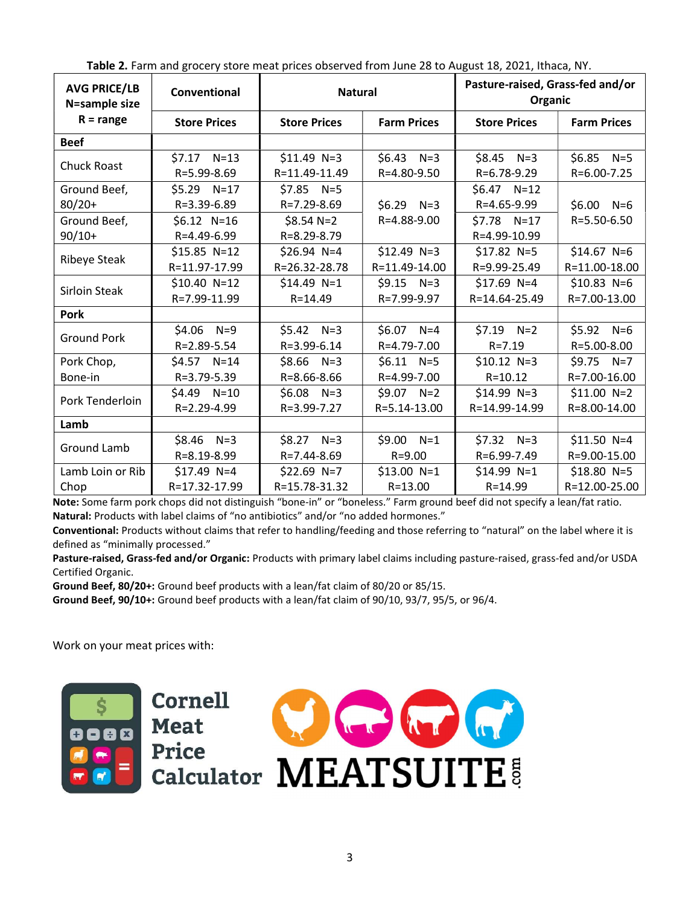**Table 2.** Farm and grocery store meat prices observed from June 28 to August 18, 2021, Ithaca, NY.

| AVG PRICE/LB N=sample size R = range | Conventional | Natural | | Pasture-raised, Grass-fed and/or Organic | |
|---|---|---|---|---|---|
| | Store Prices | Store Prices | Farm Prices | Store Prices | Farm Prices |
| **Beef** | | | | | |
| Chuck Roast | $7.17 N=13 R=5.99-8.69 | $11.49 N=3 R=11.49-11.49 | $6.43 N=3 R=4.80-9.50 | $8.45 N=3 R=6.78-9.29 | $6.85 N=5 R=6.00-7.25 |
| Ground Beef, 80/20+ | $5.29 N=17 R=3.39-6.89 | $7.85 N=5 R=7.29-8.69 | $6.29 N=3 R=4.88-9.00 | $6.47 N=12 R=4.65-9.99 | $6.00 N=6 R=5.50-6.50 |
| Ground Beef, 90/10+ | $6.12 N=16 R=4.49-6.99 | $8.54 N=2 R=8.29-8.79 | | $7.78 N=17 R=4.99-10.99 | |
| Ribeye Steak | $15.85 N=12 R=11.97-17.99 | $26.94 N=4 R=26.32-28.78 | $12.49 N=3 R=11.49-14.00 | $17.82 N=5 R=9.99-25.49 | $14.67 N=6 R=11.00-18.00 |
| Sirloin Steak | $10.40 N=12 R=7.99-11.99 | $14.49 N=1 R=14.49 | $9.15 N=3 R=7.99-9.97 | $17.69 N=4 R=14.64-25.49 | $10.83 N=6 R=7.00-13.00 |
| **Pork** | | | | | |
| Ground Pork | $4.06 N=9 R=2.89-5.54 | $5.42 N=3 R=3.99-6.14 | $6.07 N=4 R=4.79-7.00 | $7.19 N=2 R=7.19 | $5.92 N=6 R=5.00-8.00 |
| Pork Chop, Bone-in | $4.57 N=14 R=3.79-5.39 | $8.66 N=3 R=8.66-8.66 | $6.11 N=5 R=4.99-7.00 | $10.12 N=3 R=10.12 | $9.75 N=7 R=7.00-16.00 |
| Pork Tenderloin | $4.49 N=10 R=2.29-4.99 | $6.08 N=3 R=3.99-7.27 | $9.07 N=2 R=5.14-13.00 | $14.99 N=3 R=14.99-14.99 | $11.00 N=2 R=8.00-14.00 |
| **Lamb** | | | | | |
| Ground Lamb | $8.46 N=3 R=8.19-8.99 | $8.27 N=3 R=7.44-8.69 | $9.00 N=1 R=9.00 | $7.32 N=3 R=6.99-7.49 | $11.50 N=4 R=9.00-15.00 |
| Lamb Loin or Rib Chop | $17.49 N=4 R=17.32-17.99 | $22.69 N=7 R=15.78-31.32 | $13.00 N=1 R=13.00 | $14.99 N=1 R=14.99 | $18.80 N=5 R=12.00-25.00 |

**Note:** Some farm pork chops did not distinguish "bone-in" or "boneless." Farm ground beef did not specify a lean/fat ratio.
**Natural:** Products with label claims of "no antibiotics" and/or "no added hormones."
**Conventional:** Products without claims that refer to handling/feeding and those referring to "natural" on the label where it is defined as "minimally processed."
**Pasture-raised, Grass-fed and/or Organic:** Products with primary label claims including pasture-raised, grass-fed and/or USDA Certified Organic.
**Ground Beef, 80/20+:** Ground beef products with a lean/fat claim of 80/20 or 85/15.
**Ground Beef, 90/10+:** Ground beef products with a lean/fat claim of 90/10, 93/7, 95/5, or 96/4.

Work on your meat prices with:

Cornell Meat Price Calculator

MEATSUITE.com